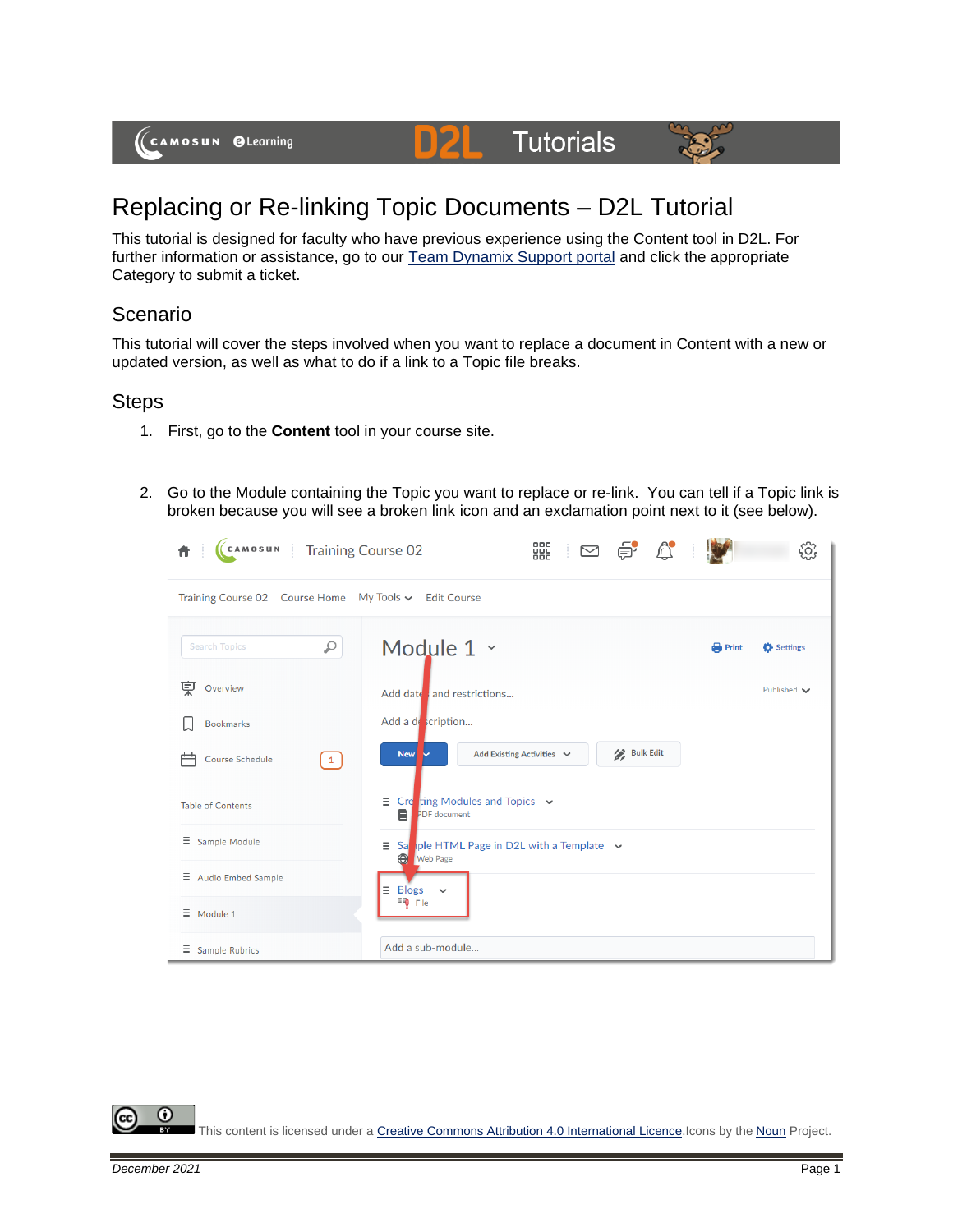# Replacing or Re-linking Topic Documents – D2L Tutorial

This tutorial is designed for faculty who have previous experience using the Content tool in D2L. For further information or assistance, go to our Team Dynamix Support portal and click the appropriate Category to submit a ticket.

## Scenario

This tutorial will cover the steps involved when you want to replace a document in Content with a new or updated version, as well as what to do if a link to a Topic file breaks.

## Steps

1. First, go to the **Content** tool in your course site.
2. Go to the Module containing the Topic you want to replace or re-link. You can tell if a Topic link is broken because you will see a broken link icon and an exclamation point next to it (see below).

This content is licensed under a Creative Commons Attribution 4.0 International Licence. Icons by the Noun Project.

*December 2021*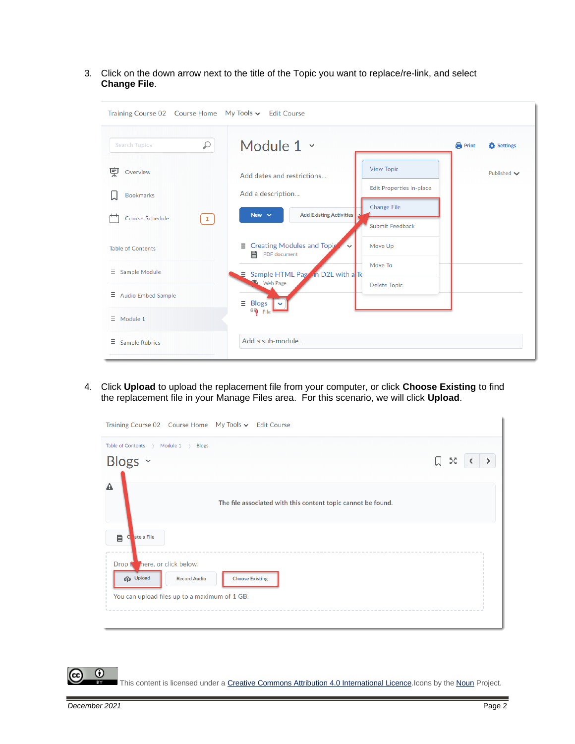3. Click on the down arrow next to the title of the Topic you want to replace/re-link, and select **Change File**.

4. Click **Upload** to upload the replacement file from your computer, or click **Choose Existing** to find the replacement file in your Manage Files area. For this scenario, we will click **Upload**.

This content is licensed under a Creative Commons Attribution 4.0 International Licence. Icons by the Noun Project.

*December 2021*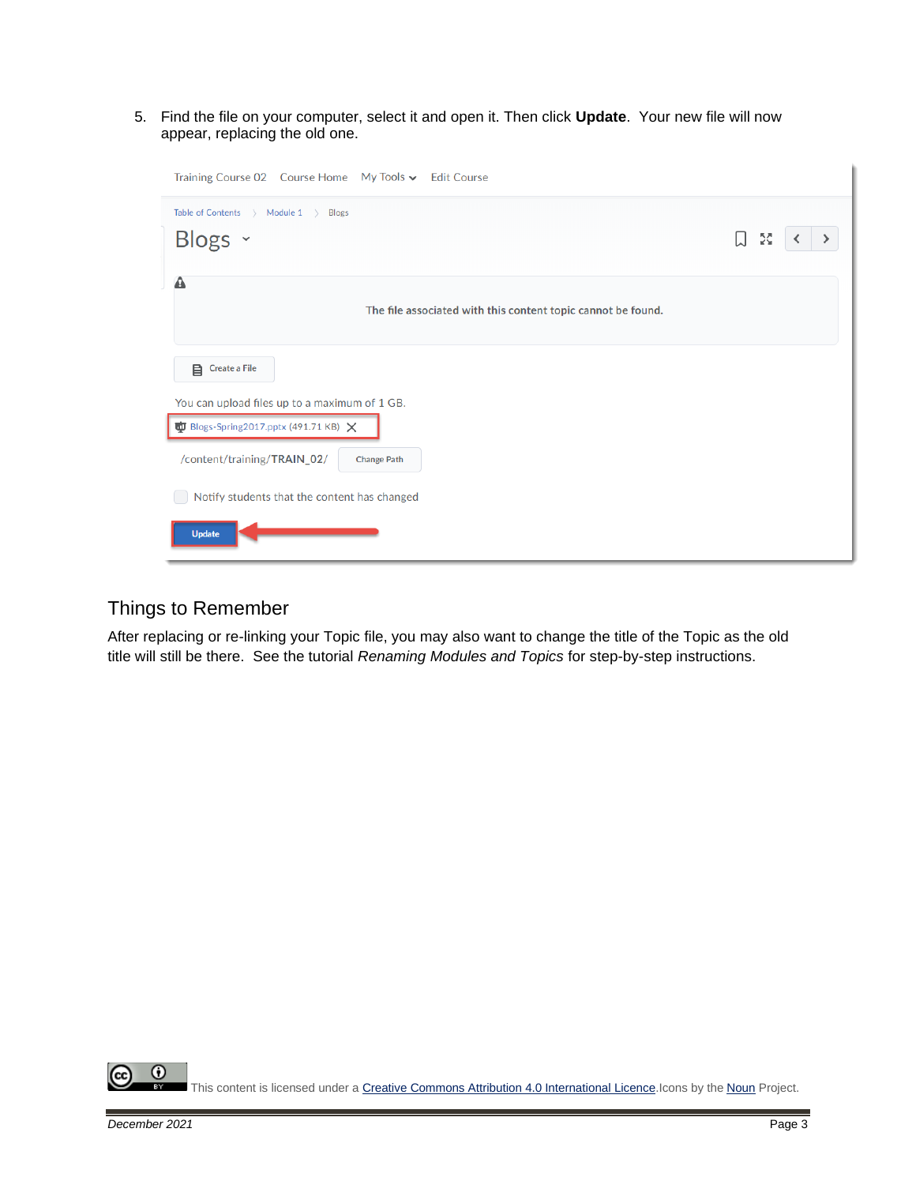5. Find the file on your computer, select it and open it. Then click **Update**. Your new file will now appear, replacing the old one.

## Things to Remember

After replacing or re-linking your Topic file, you may also want to change the title of the Topic as the old title will still be there. See the tutorial *Renaming Modules and Topics* for step-by-step instructions.

This content is licensed under a Creative Commons Attribution 4.0 International Licence. Icons by the Noun Project.

*December 2021*